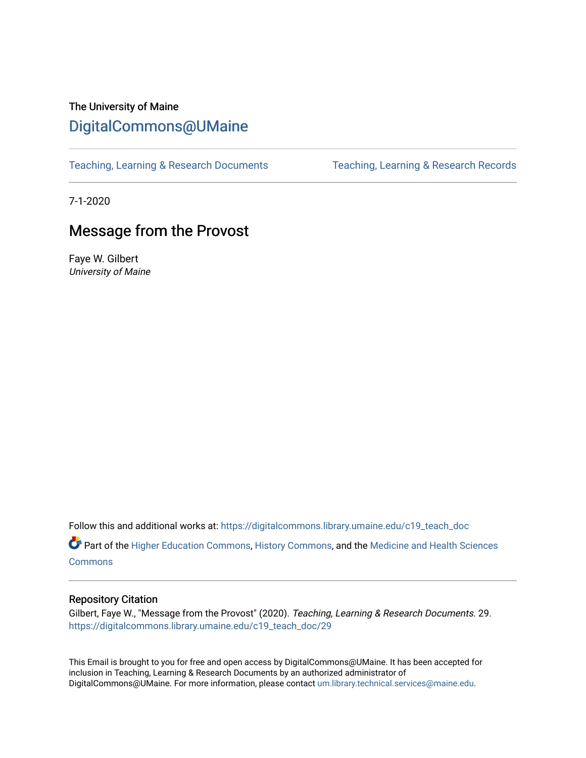The University of Maine

# DigitalCommons@UMaine

Teaching, Learning & Research Documents | Teaching, Learning & Research Records

7-1-2020

## Message from the Provost

Faye W. Gilbert
*University of Maine*

Follow this and additional works at: https://digitalcommons.library.umaine.edu/c19_teach_doc

Part of the Higher Education Commons, History Commons, and the Medicine and Health Sciences Commons

### Repository Citation

Gilbert, Faye W., "Message from the Provost" (2020). *Teaching, Learning & Research Documents*. 29.
https://digitalcommons.library.umaine.edu/c19_teach_doc/29

This Email is brought to you for free and open access by DigitalCommons@UMaine. It has been accepted for inclusion in Teaching, Learning & Research Documents by an authorized administrator of DigitalCommons@UMaine. For more information, please contact um.library.technical.services@maine.edu.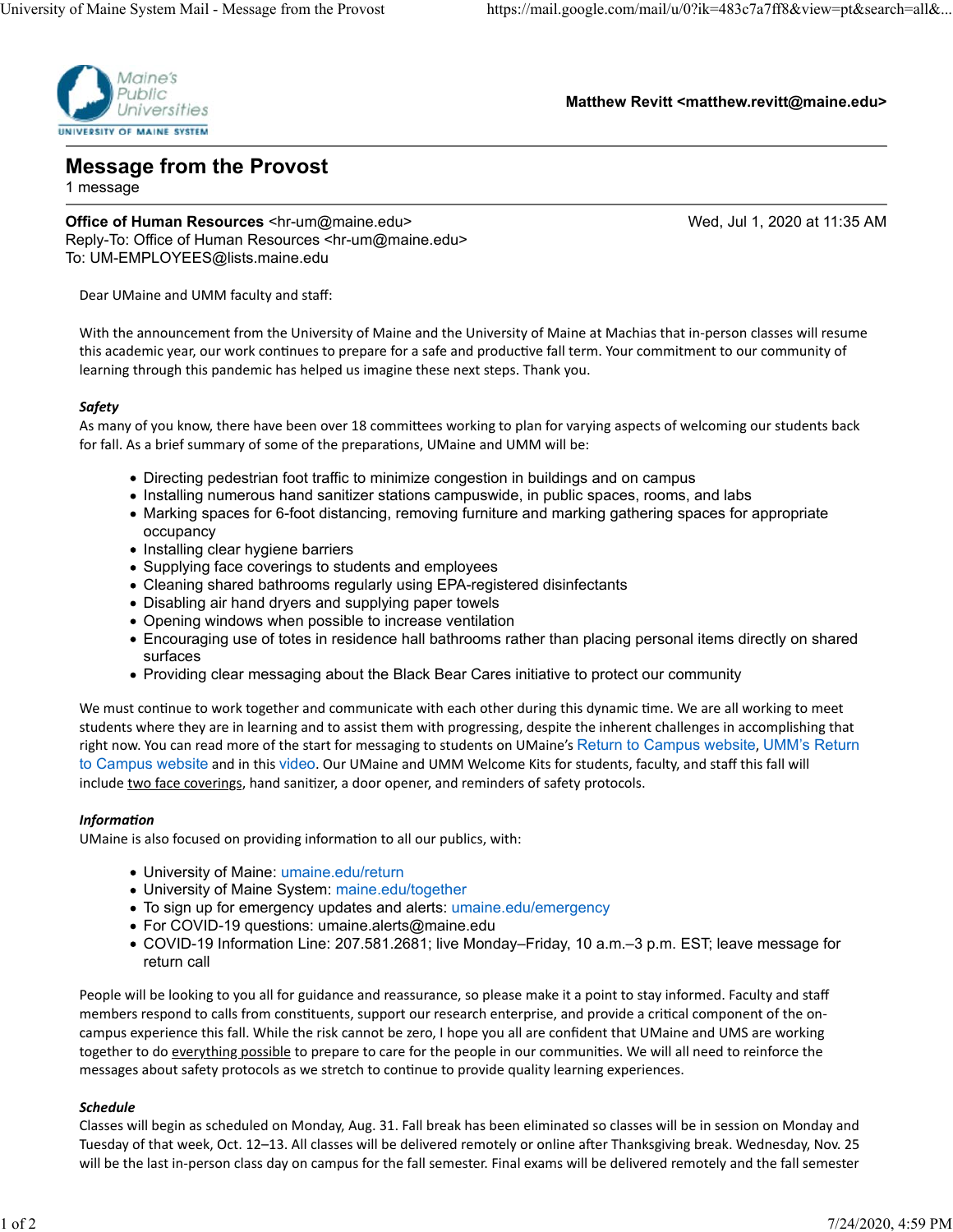Matthew Revitt <matthew.revitt@maine.edu>

# Message from the Provost

1 message

**Office of Human Resources** <hr-um@maine.edu> Wed, Jul 1, 2020 at 11:35 AM
Reply-To: Office of Human Resources <hr-um@maine.edu>
To: UM-EMPLOYEES@lists.maine.edu

Dear UMaine and UMM faculty and staff:

With the announcement from the University of Maine and the University of Maine at Machias that in-person classes will resume this academic year, our work continues to prepare for a safe and productive fall term. Your commitment to our community of learning through this pandemic has helped us imagine these next steps. Thank you.

***Safety***

As many of you know, there have been over 18 committees working to plan for varying aspects of welcoming our students back for fall. As a brief summary of some of the preparations, UMaine and UMM will be:

- Directing pedestrian foot traffic to minimize congestion in buildings and on campus
- Installing numerous hand sanitizer stations campuswide, in public spaces, rooms, and labs
- Marking spaces for 6-foot distancing, removing furniture and marking gathering spaces for appropriate occupancy
- Installing clear hygiene barriers
- Supplying face coverings to students and employees
- Cleaning shared bathrooms regularly using EPA-registered disinfectants
- Disabling air hand dryers and supplying paper towels
- Opening windows when possible to increase ventilation
- Encouraging use of totes in residence hall bathrooms rather than placing personal items directly on shared surfaces
- Providing clear messaging about the Black Bear Cares initiative to protect our community

We must continue to work together and communicate with each other during this dynamic time. We are all working to meet students where they are in learning and to assist them with progressing, despite the inherent challenges in accomplishing that right now. You can read more of the start for messaging to students on UMaine's Return to Campus website, UMM's Return to Campus website and in this video. Our UMaine and UMM Welcome Kits for students, faculty, and staff this fall will include two face coverings, hand sanitizer, a door opener, and reminders of safety protocols.

***Information***

UMaine is also focused on providing information to all our publics, with:

- University of Maine: umaine.edu/return
- University of Maine System: maine.edu/together
- To sign up for emergency updates and alerts: umaine.edu/emergency
- For COVID-19 questions: umaine.alerts@maine.edu
- COVID-19 Information Line: 207.581.2681; live Monday–Friday, 10 a.m.–3 p.m. EST; leave message for return call

People will be looking to you all for guidance and reassurance, so please make it a point to stay informed. Faculty and staff members respond to calls from constituents, support our research enterprise, and provide a critical component of the on-campus experience this fall. While the risk cannot be zero, I hope you all are confident that UMaine and UMS are working together to do everything possible to prepare to care for the people in our communities. We will all need to reinforce the messages about safety protocols as we stretch to continue to provide quality learning experiences.

***Schedule***

Classes will begin as scheduled on Monday, Aug. 31. Fall break has been eliminated so classes will be in session on Monday and Tuesday of that week, Oct. 12–13. All classes will be delivered remotely or online after Thanksgiving break. Wednesday, Nov. 25 will be the last in-person class day on campus for the fall semester. Final exams will be delivered remotely and the fall semester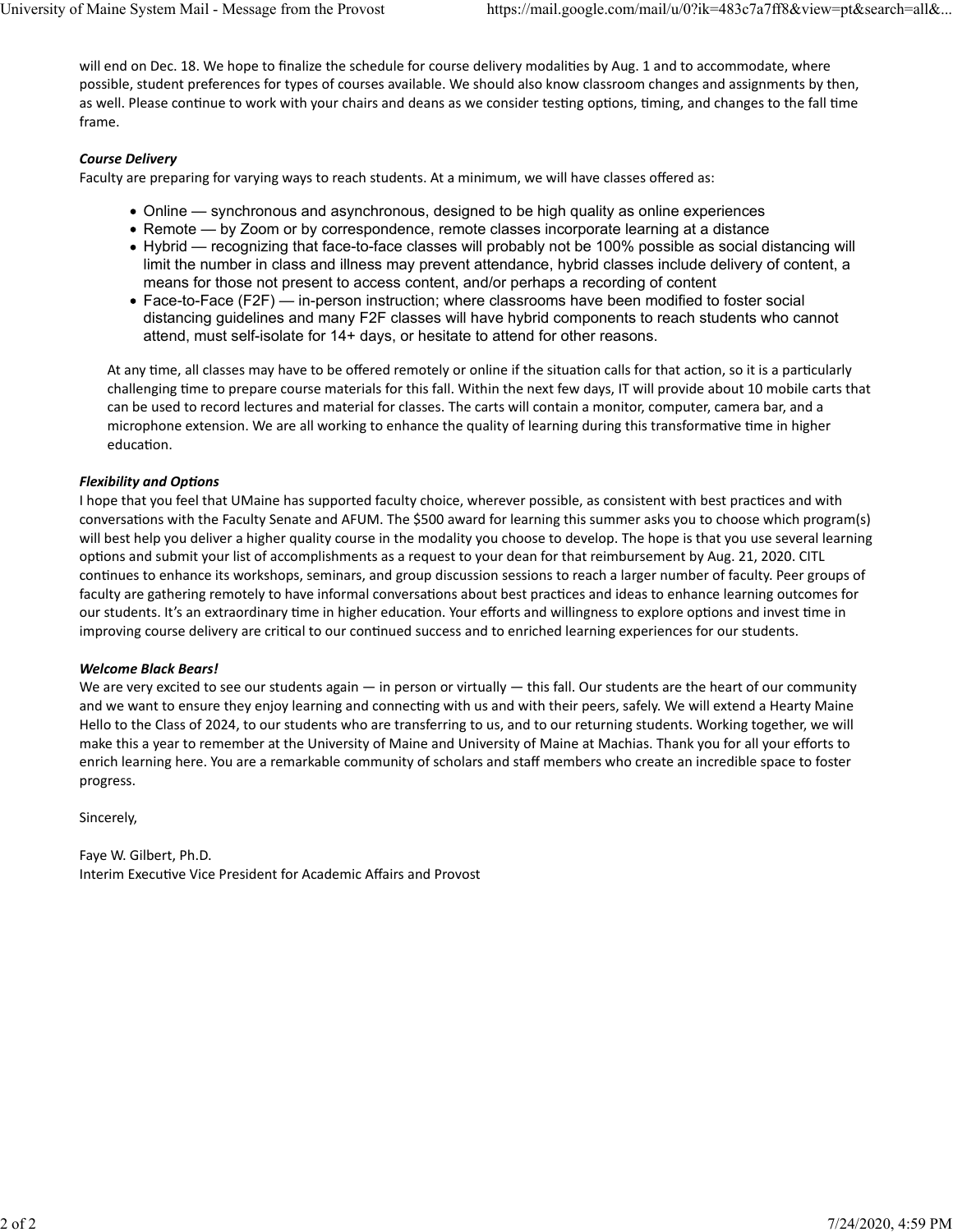will end on Dec. 18. We hope to finalize the schedule for course delivery modalities by Aug. 1 and to accommodate, where possible, student preferences for types of courses available. We should also know classroom changes and assignments by then, as well. Please continue to work with your chairs and deans as we consider testing options, timing, and changes to the fall time frame.

***Course Delivery***

Faculty are preparing for varying ways to reach students. At a minimum, we will have classes offered as:

- Online — synchronous and asynchronous, designed to be high quality as online experiences
- Remote — by Zoom or by correspondence, remote classes incorporate learning at a distance
- Hybrid — recognizing that face-to-face classes will probably not be 100% possible as social distancing will limit the number in class and illness may prevent attendance, hybrid classes include delivery of content, a means for those not present to access content, and/or perhaps a recording of content
- Face-to-Face (F2F) — in-person instruction; where classrooms have been modified to foster social distancing guidelines and many F2F classes will have hybrid components to reach students who cannot attend, must self-isolate for 14+ days, or hesitate to attend for other reasons.

At any time, all classes may have to be offered remotely or online if the situation calls for that action, so it is a particularly challenging time to prepare course materials for this fall. Within the next few days, IT will provide about 10 mobile carts that can be used to record lectures and material for classes. The carts will contain a monitor, computer, camera bar, and a microphone extension. We are all working to enhance the quality of learning during this transformative time in higher education.

***Flexibility and Options***

I hope that you feel that UMaine has supported faculty choice, wherever possible, as consistent with best practices and with conversations with the Faculty Senate and AFUM. The $500 award for learning this summer asks you to choose which program(s) will best help you deliver a higher quality course in the modality you choose to develop. The hope is that you use several learning options and submit your list of accomplishments as a request to your dean for that reimbursement by Aug. 21, 2020. CITL continues to enhance its workshops, seminars, and group discussion sessions to reach a larger number of faculty. Peer groups of faculty are gathering remotely to have informal conversations about best practices and ideas to enhance learning outcomes for our students. It's an extraordinary time in higher education. Your efforts and willingness to explore options and invest time in improving course delivery are critical to our continued success and to enriched learning experiences for our students.

***Welcome Black Bears!***

We are very excited to see our students again — in person or virtually — this fall. Our students are the heart of our community and we want to ensure they enjoy learning and connecting with us and with their peers, safely. We will extend a Hearty Maine Hello to the Class of 2024, to our students who are transferring to us, and to our returning students. Working together, we will make this a year to remember at the University of Maine and University of Maine at Machias. Thank you for all your efforts to enrich learning here. You are a remarkable community of scholars and staff members who create an incredible space to foster progress.

Sincerely,

Faye W. Gilbert, Ph.D.
Interim Executive Vice President for Academic Affairs and Provost